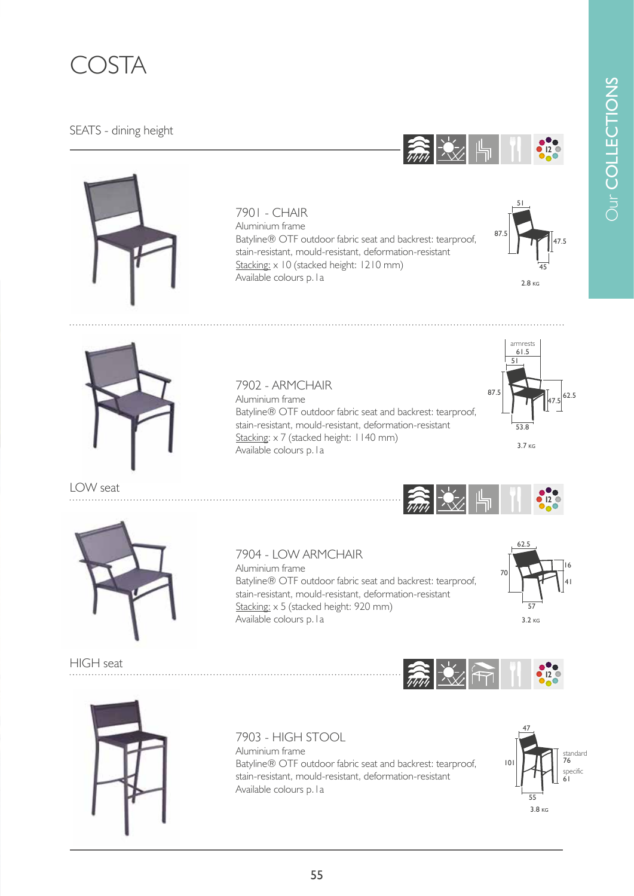# COSTA

## SEATS - dining height

### 7901 - CHAIR

Aluminium frame

Batyline® OTF outdoor fabric seat and backrest: tearproof, stain-resistant, mould-resistant, deformation-resistant

Stacking: x 10 (stacked height: 1210 mm)

Available colours p. 1a

51 / 87.5 / 47.5 / 45

2.8 KG

### 7902 - ARMCHAIR

Aluminium frame

Batyline® OTF outdoor fabric seat and backrest: tearproof, stain-resistant, mould-resistant, deformation-resistant

Stacking: x 7 (stacked height: 1140 mm)

Available colours p. 1a

armrests 61.5 / 51 / 87.5 / 47.5 / 62.5 / 53.8

3.7 KG

## LOW seat

### 7904 - LOW ARMCHAIR

Aluminium frame

Batyline® OTF outdoor fabric seat and backrest: tearproof, stain-resistant, mould-resistant, deformation-resistant

Stacking: x 5 (stacked height: 920 mm)

Available colours p. 1a

62.5 / 70 / 16 / 41 / 57

3.2 KG

## HIGH seat

### 7903 - HIGH STOOL

Aluminium frame

Batyline® OTF outdoor fabric seat and backrest: tearproof, stain-resistant, mould-resistant, deformation-resistant

Available colours p. 1a

47 / 101 / standard 76 / specific 61 / 55

3.8 KG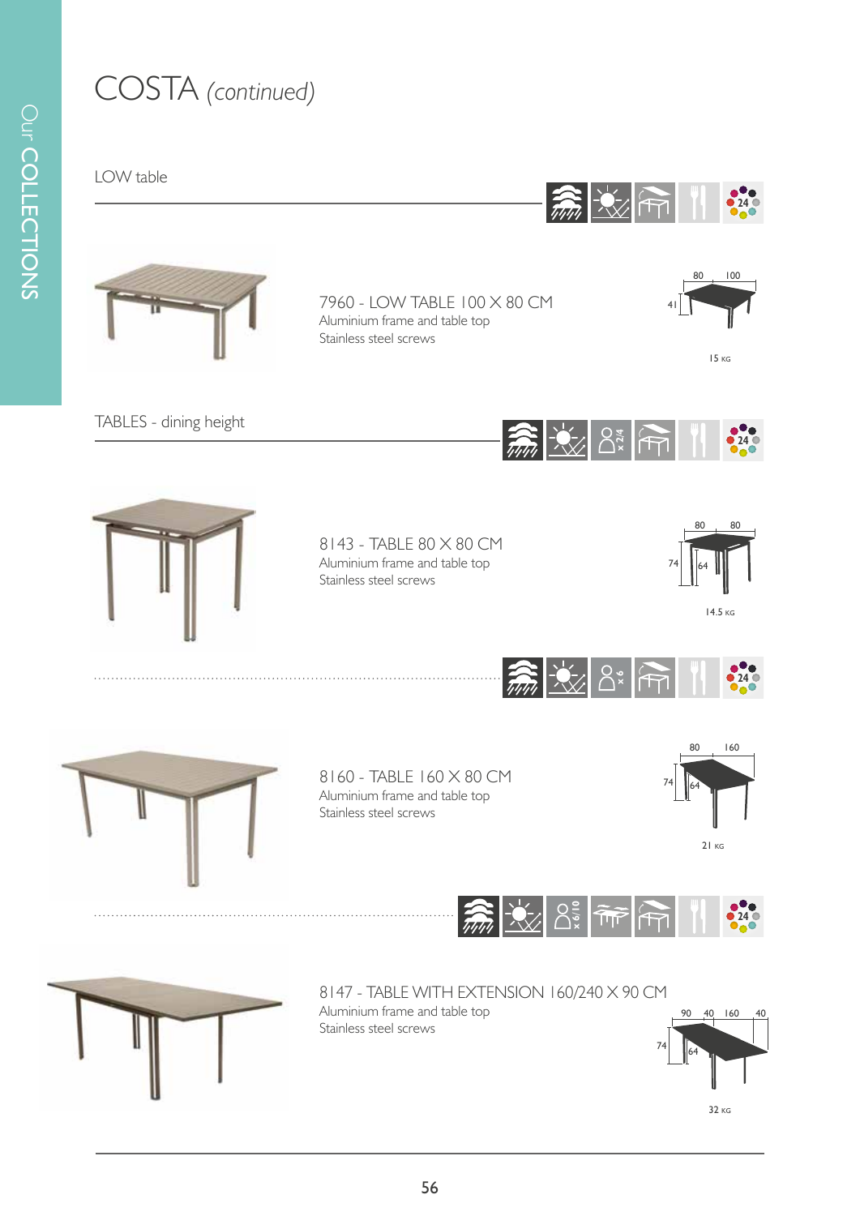# COSTA *(continued)*

## LOW table

7960 - LOW TABLE 100 X 80 CM
Aluminium frame and table top
Stainless steel screws

80 100
41
15 KG

## TABLES - dining height

x 2/4

8143 - TABLE 80 X 80 CM
Aluminium frame and table top
Stainless steel screws

80 80
74 64
14.5 KG

x 6

8160 - TABLE 160 X 80 CM
Aluminium frame and table top
Stainless steel screws

80 160
74 64
21 KG

x 6/10

8147 - TABLE WITH EXTENSION 160/240 X 90 CM
Aluminium frame and table top
Stainless steel screws

90 40 160 40
74 64
32 KG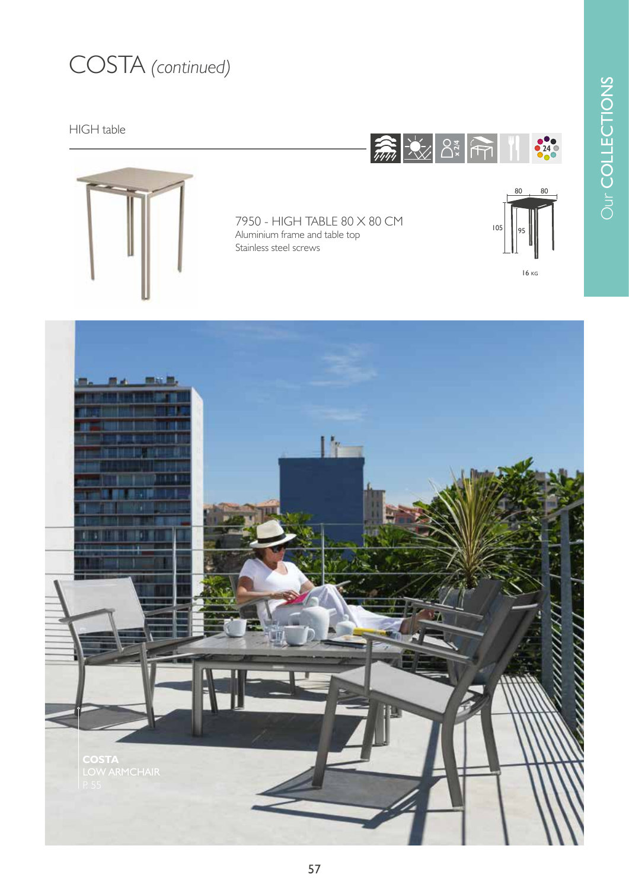# COSTA *(continued)*

## HIGH table

7950 - HIGH TABLE 80 X 80 CM
Aluminium frame and table top
Stainless steel screws

80
80
105
95
16 KG

COSTA
LOW ARMCHAIR
P. 55